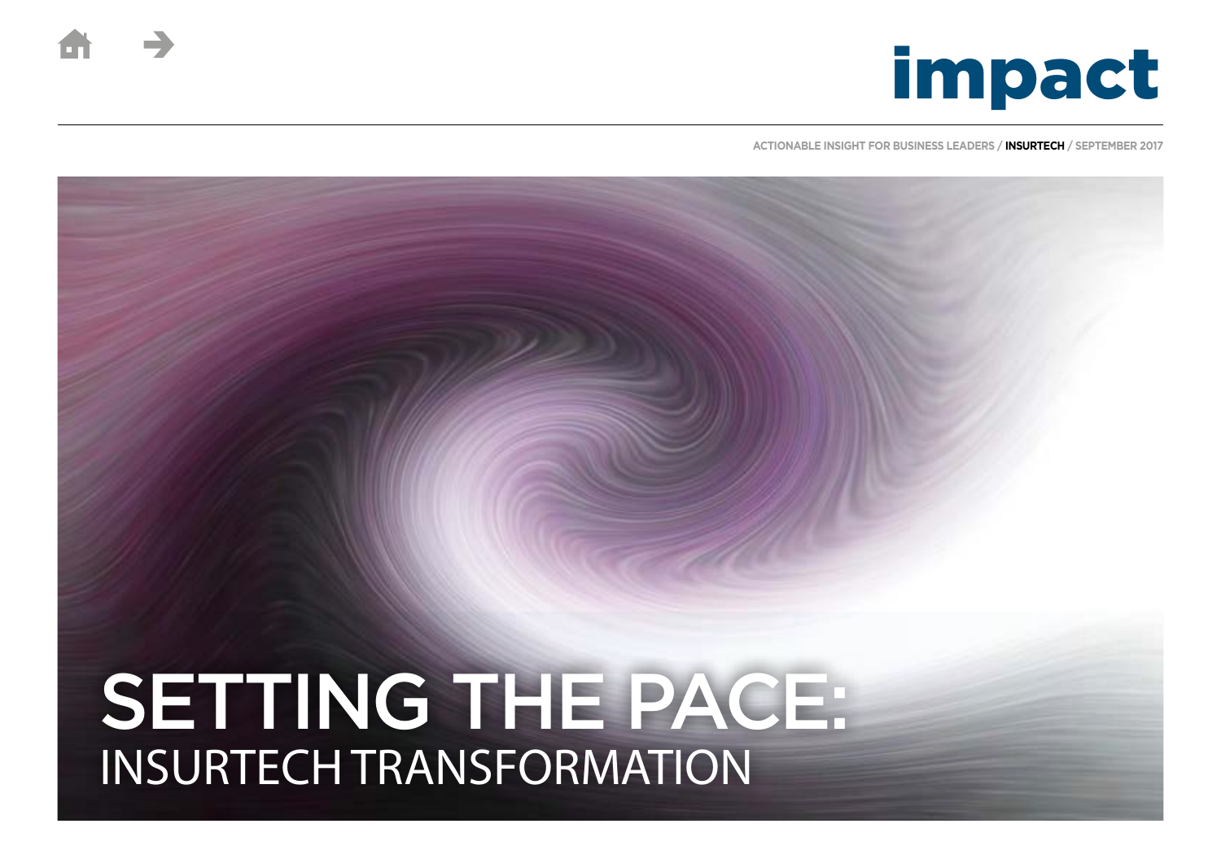# impact

ACTIONABLE INSIGHT FOR BUSINESS LEADERS / **INSURTECH** / SEPTEMBER 2017

# SETTING THE PACE:

## INSURTECH TRANSFORMATION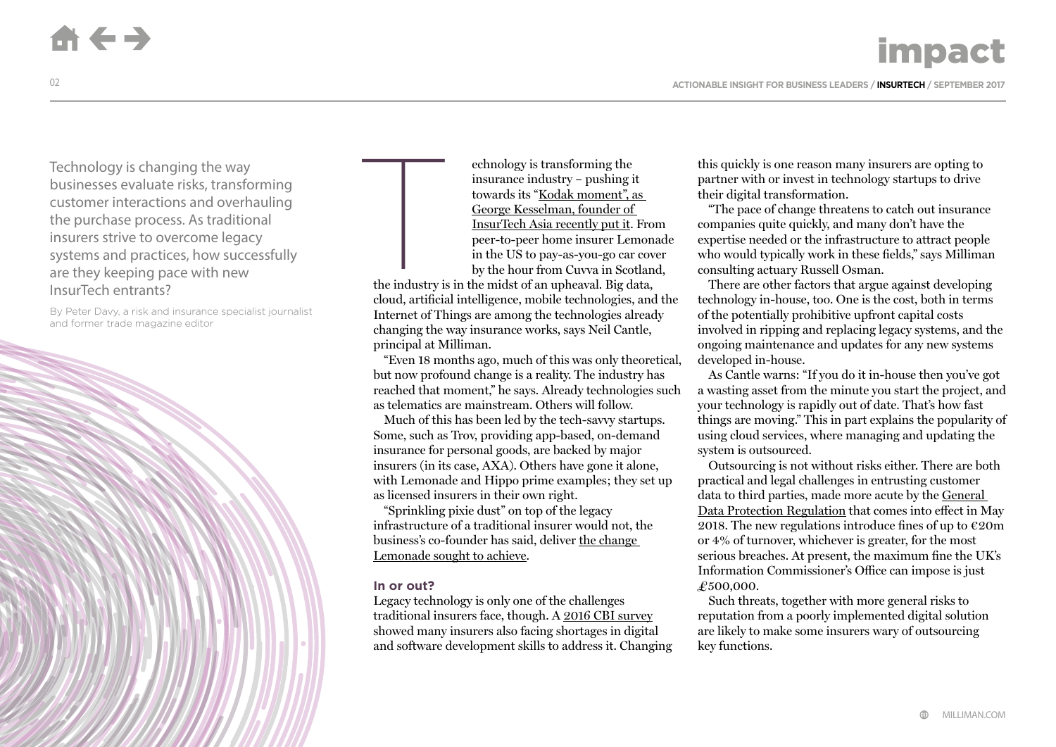Technology is changing the way businesses evaluate risks, transforming customer interactions and overhauling the purchase process. As traditional insurers strive to overcome legacy systems and practices, how successfully are they keeping pace with new InsurTech entrants?

By Peter Davy, a risk and insurance specialist journalist and former trade magazine editor

Technology is transforming the insurance industry – pushing it towards its "Kodak moment", as George Kesselman, founder of InsurTech Asia recently put it. From peer-to-peer home insurer Lemonade in the US to pay-as-you-go car cover by the hour from Cuvva in Scotland, the industry is in the midst of an upheaval. Big data, cloud, artificial intelligence, mobile technologies, and the Internet of Things are among the technologies already changing the way insurance works, says Neil Cantle, principal at Milliman.

"Even 18 months ago, much of this was only theoretical, but now profound change is a reality. The industry has reached that moment," he says. Already technologies such as telematics are mainstream. Others will follow.

Much of this has been led by the tech-savvy startups. Some, such as Trov, providing app-based, on-demand insurance for personal goods, are backed by major insurers (in its case, AXA). Others have gone it alone, with Lemonade and Hippo prime examples; they set up as licensed insurers in their own right.

"Sprinkling pixie dust" on top of the legacy infrastructure of a traditional insurer would not, the business's co-founder has said, deliver the change Lemonade sought to achieve.

### In or out?

Legacy technology is only one of the challenges traditional insurers face, though. A 2016 CBI survey showed many insurers also facing shortages in digital and software development skills to address it. Changing this quickly is one reason many insurers are opting to partner with or invest in technology startups to drive their digital transformation.

"The pace of change threatens to catch out insurance companies quite quickly, and many don't have the expertise needed or the infrastructure to attract people who would typically work in these fields," says Milliman consulting actuary Russell Osman.

There are other factors that argue against developing technology in-house, too. One is the cost, both in terms of the potentially prohibitive upfront capital costs involved in ripping and replacing legacy systems, and the ongoing maintenance and updates for any new systems developed in-house.

As Cantle warns: "If you do it in-house then you've got a wasting asset from the minute you start the project, and your technology is rapidly out of date. That's how fast things are moving." This in part explains the popularity of using cloud services, where managing and updating the system is outsourced.

Outsourcing is not without risks either. There are both practical and legal challenges in entrusting customer data to third parties, made more acute by the General Data Protection Regulation that comes into effect in May 2018. The new regulations introduce fines of up to €20m or 4% of turnover, whichever is greater, for the most serious breaches. At present, the maximum fine the UK's Information Commissioner's Office can impose is just £500,000.

Such threats, together with more general risks to reputation from a poorly implemented digital solution are likely to make some insurers wary of outsourcing key functions.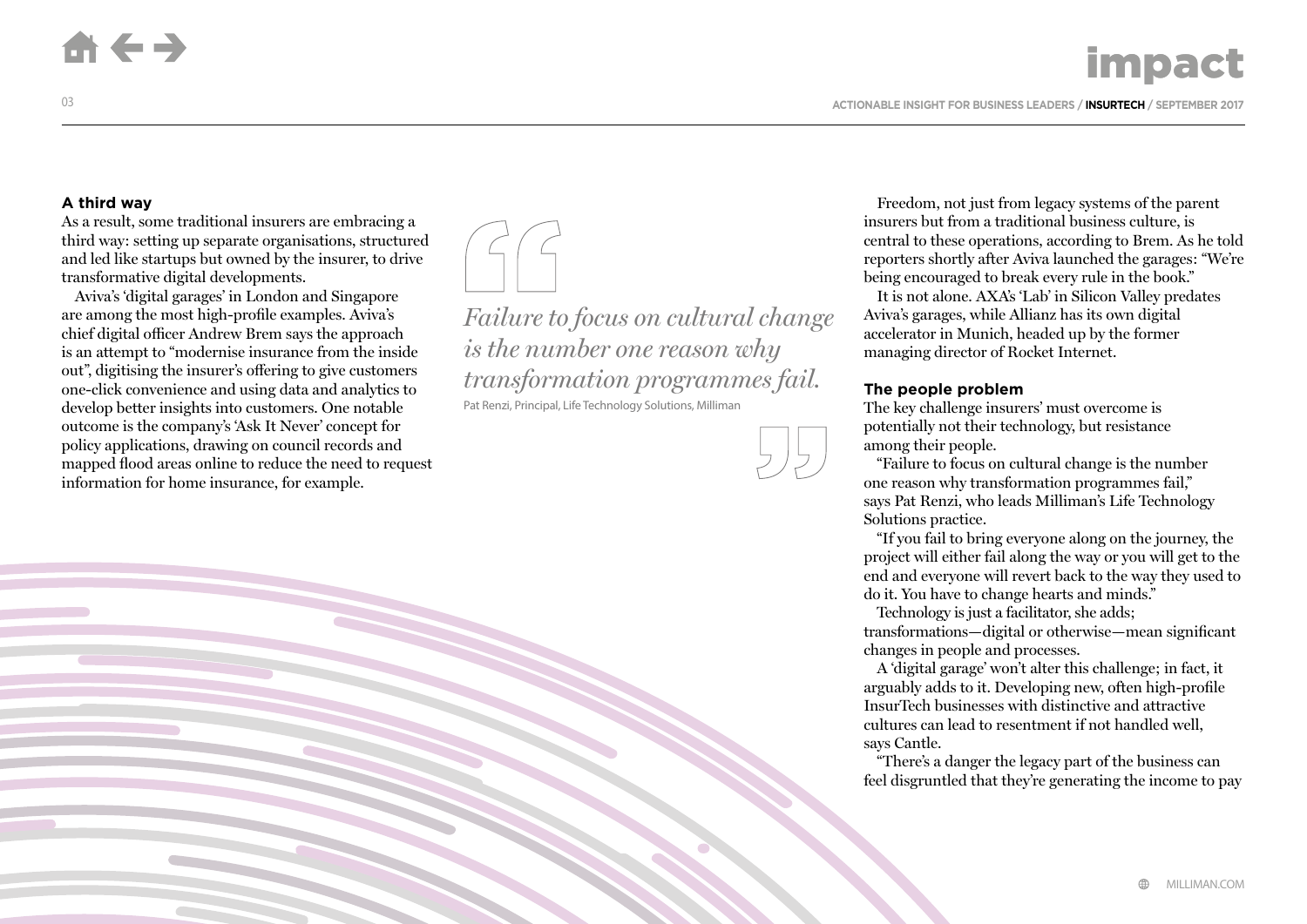### A third way

As a result, some traditional insurers are embracing a third way: setting up separate organisations, structured and led like startups but owned by the insurer, to drive transformative digital developments.

Aviva's 'digital garages' in London and Singapore are among the most high-profile examples. Aviva's chief digital officer Andrew Brem says the approach is an attempt to "modernise insurance from the inside out", digitising the insurer's offering to give customers one-click convenience and using data and analytics to develop better insights into customers. One notable outcome is the company's 'Ask It Never' concept for policy applications, drawing on council records and mapped flood areas online to reduce the need to request information for home insurance, for example.

> *Failure to focus on cultural change is the number one reason why transformation programmes fail.*
>
> Pat Renzi, Principal, Life Technology Solutions, Milliman

Freedom, not just from legacy systems of the parent insurers but from a traditional business culture, is central to these operations, according to Brem. As he told reporters shortly after Aviva launched the garages: "We're being encouraged to break every rule in the book."

It is not alone. AXA's 'Lab' in Silicon Valley predates Aviva's garages, while Allianz has its own digital accelerator in Munich, headed up by the former managing director of Rocket Internet.

### The people problem

The key challenge insurers' must overcome is potentially not their technology, but resistance among their people.

"Failure to focus on cultural change is the number one reason why transformation programmes fail," says Pat Renzi, who leads Milliman's Life Technology Solutions practice.

"If you fail to bring everyone along on the journey, the project will either fail along the way or you will get to the end and everyone will revert back to the way they used to do it. You have to change hearts and minds."

Technology is just a facilitator, she adds; transformations—digital or otherwise—mean significant changes in people and processes.

A 'digital garage' won't alter this challenge; in fact, it arguably adds to it. Developing new, often high-profile InsurTech businesses with distinctive and attractive cultures can lead to resentment if not handled well, says Cantle.

"There's a danger the legacy part of the business can feel disgruntled that they're generating the income to pay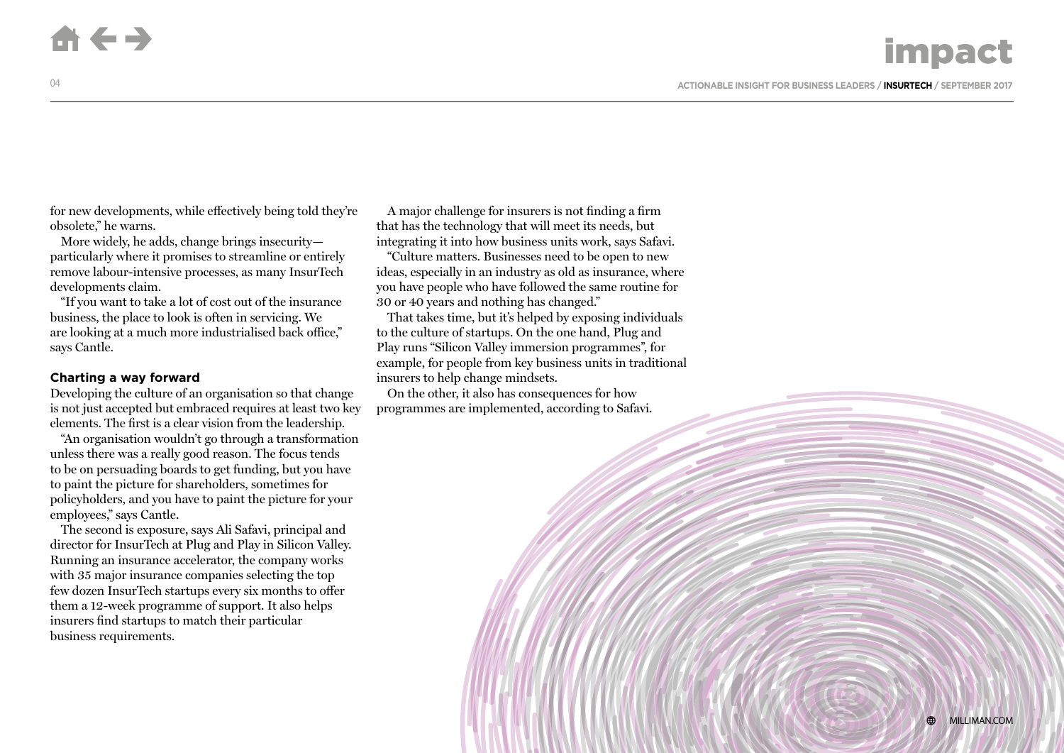for new developments, while effectively being told they're obsolete," he warns.

More widely, he adds, change brings insecurity—particularly where it promises to streamline or entirely remove labour-intensive processes, as many InsurTech developments claim.

"If you want to take a lot of cost out of the insurance business, the place to look is often in servicing. We are looking at a much more industrialised back office," says Cantle.

### Charting a way forward

Developing the culture of an organisation so that change is not just accepted but embraced requires at least two key elements. The first is a clear vision from the leadership.

"An organisation wouldn't go through a transformation unless there was a really good reason. The focus tends to be on persuading boards to get funding, but you have to paint the picture for shareholders, sometimes for policyholders, and you have to paint the picture for your employees," says Cantle.

The second is exposure, says Ali Safavi, principal and director for InsurTech at Plug and Play in Silicon Valley. Running an insurance accelerator, the company works with 35 major insurance companies selecting the top few dozen InsurTech startups every six months to offer them a 12-week programme of support. It also helps insurers find startups to match their particular business requirements.

A major challenge for insurers is not finding a firm that has the technology that will meet its needs, but integrating it into how business units work, says Safavi.

"Culture matters. Businesses need to be open to new ideas, especially in an industry as old as insurance, where you have people who have followed the same routine for 30 or 40 years and nothing has changed."

That takes time, but it's helped by exposing individuals to the culture of startups. On the one hand, Plug and Play runs "Silicon Valley immersion programmes", for example, for people from key business units in traditional insurers to help change mindsets.

On the other, it also has consequences for how programmes are implemented, according to Safavi.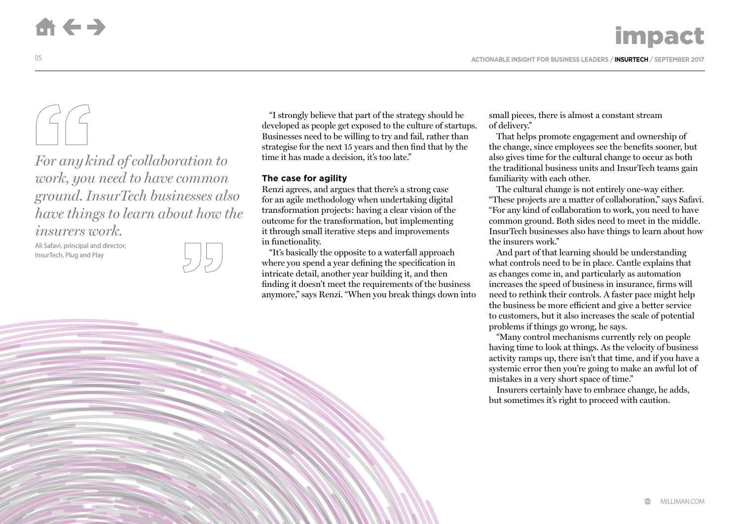> *For any kind of collaboration to work, you need to have common ground. InsurTech businesses also have things to learn about how the insurers work.*
>
> Ali Safavi, principal and director, InsurTech, Plug and Play

"I strongly believe that part of the strategy should be developed as people get exposed to the culture of startups. Businesses need to be willing to try and fail, rather than strategise for the next 15 years and then find that by the time it has made a decision, it's too late."

### The case for agility

Renzi agrees, and argues that there's a strong case for an agile methodology when undertaking digital transformation projects: having a clear vision of the outcome for the transformation, but implementing it through small iterative steps and improvements in functionality.

"It's basically the opposite to a waterfall approach where you spend a year defining the specification in intricate detail, another year building it, and then finding it doesn't meet the requirements of the business anymore," says Renzi. "When you break things down into small pieces, there is almost a constant stream of delivery."

That helps promote engagement and ownership of the change, since employees see the benefits sooner, but also gives time for the cultural change to occur as both the traditional business units and InsurTech teams gain familiarity with each other.

The cultural change is not entirely one-way either. "These projects are a matter of collaboration," says Safavi. "For any kind of collaboration to work, you need to have common ground. Both sides need to meet in the middle. InsurTech businesses also have things to learn about how the insurers work."

And part of that learning should be understanding what controls need to be in place. Cantle explains that as changes come in, and particularly as automation increases the speed of business in insurance, firms will need to rethink their controls. A faster pace might help the business be more efficient and give a better service to customers, but it also increases the scale of potential problems if things go wrong, he says.

"Many control mechanisms currently rely on people having time to look at things. As the velocity of business activity ramps up, there isn't that time, and if you have a systemic error then you're going to make an awful lot of mistakes in a very short space of time."

Insurers certainly have to embrace change, he adds, but sometimes it's right to proceed with caution.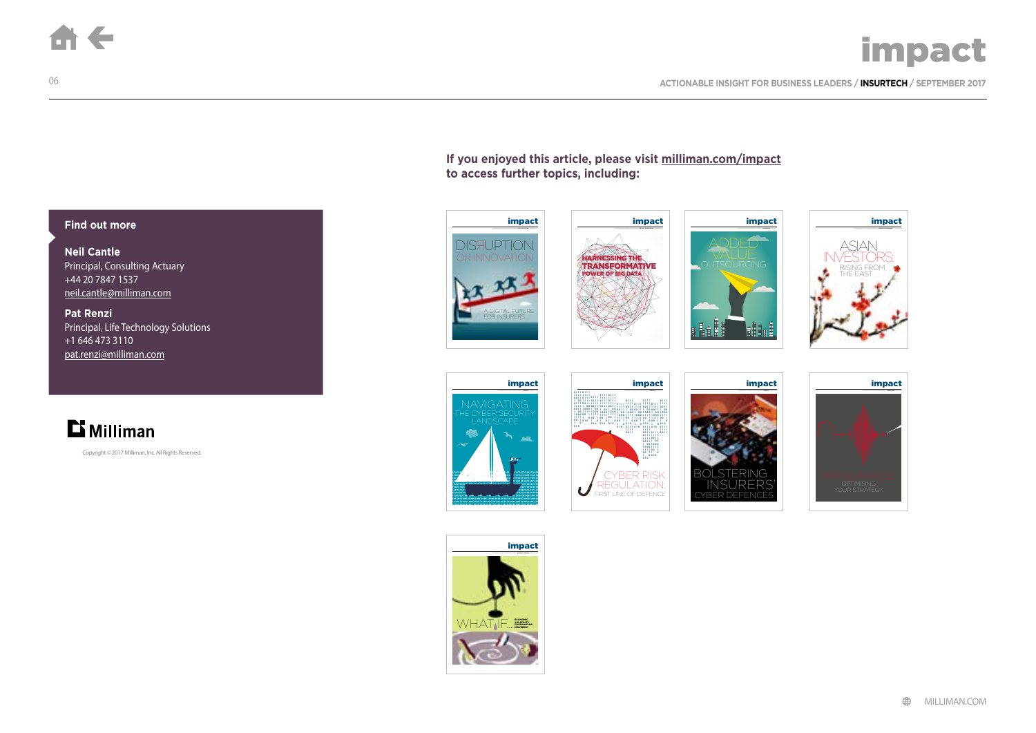If you enjoyed this article, please visit milliman.com/impact to access further topics, including:

**Find out more**

**Neil Cantle**
Principal, Consulting Actuary
+44 20 7847 1537
neil.cantle@milliman.com

**Pat Renzi**
Principal, Life Technology Solutions
+1 646 473 3110
pat.renzi@milliman.com

Milliman

Copyright © 2017 Milliman, Inc. All Rights Reserved.